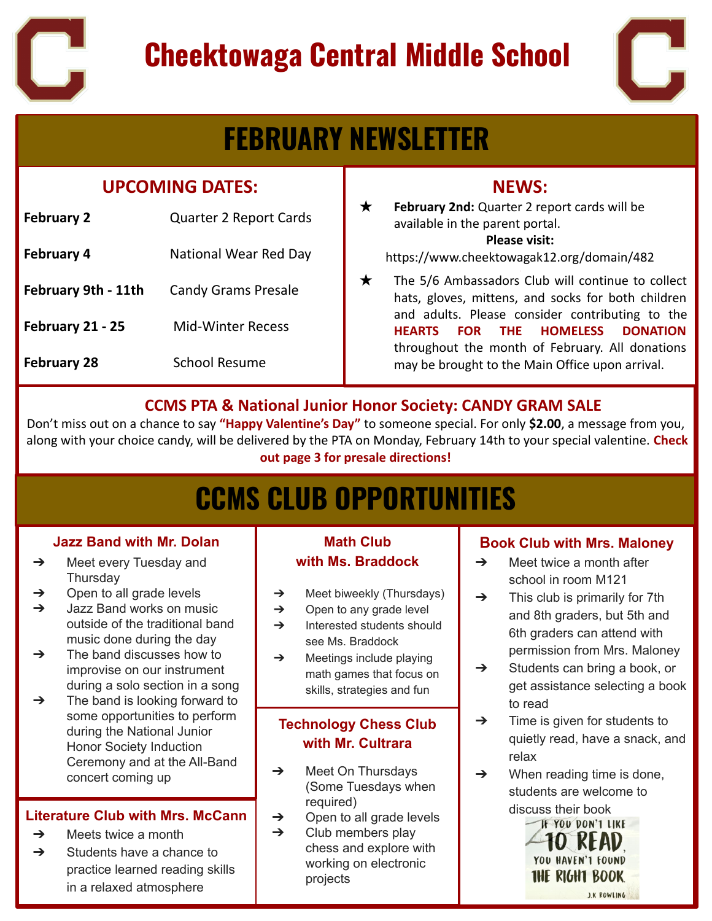# Cheektowaga Central Middle School

## FEBRUARY NEWSLETTER

### UPCOMING DATES:

| | |
|---|---|
| **February 2** | Quarter 2 Report Cards |
| **February 4** | National Wear Red Day |
| **February 9th - 11th** | Candy Grams Presale |
| **February 21 - 25** | Mid-Winter Recess |
| **February 28** | School Resume |

### NEWS:

★ **February 2nd:** Quarter 2 report cards will be available in the parent portal.
**Please visit:**
https://www.cheektowagak12.org/domain/482

★ The 5/6 Ambassadors Club will continue to collect hats, gloves, mittens, and socks for both children and adults. Please consider contributing to the **HEARTS FOR THE HOMELESS DONATION** throughout the month of February. All donations may be brought to the Main Office upon arrival.

### CCMS PTA & National Junior Honor Society: CANDY GRAM SALE

Don't miss out on a chance to say **"Happy Valentine's Day"** to someone special. For only **$2.00**, a message from you, along with your choice candy, will be delivered by the PTA on Monday, February 14th to your special valentine. **Check out page 3 for presale directions!**

## CCMS CLUB OPPORTUNITIES

### Jazz Band with Mr. Dolan

- Meet every Tuesday and Thursday
- Open to all grade levels
- Jazz Band works on music outside of the traditional band music done during the day
- The band discusses how to improvise on our instrument during a solo section in a song
- The band is looking forward to some opportunities to perform during the National Junior Honor Society Induction Ceremony and at the All-Band concert coming up

### Literature Club with Mrs. McCann

- Meets twice a month
- Students have a chance to practice learned reading skills in a relaxed atmosphere

### Math Club with Ms. Braddock

- Meet biweekly (Thursdays)
- Open to any grade level
- Interested students should see Ms. Braddock
- Meetings include playing math games that focus on skills, strategies and fun

### Technology Chess Club with Mr. Cultrara

- Meet On Thursdays (Some Tuesdays when required)
- Open to all grade levels
- Club members play chess and explore with working on electronic projects

### Book Club with Mrs. Maloney

- Meet twice a month after school in room M121
- This club is primarily for 7th and 8th graders, but 5th and 6th graders can attend with permission from Mrs. Maloney
- Students can bring a book, or get assistance selecting a book to read
- Time is given for students to quietly read, have a snack, and relax
- When reading time is done, students are welcome to discuss their book

IF YOU DON'T LIKE TO READ, YOU HAVEN'T FOUND THE RIGHT BOOK. J.K ROWLING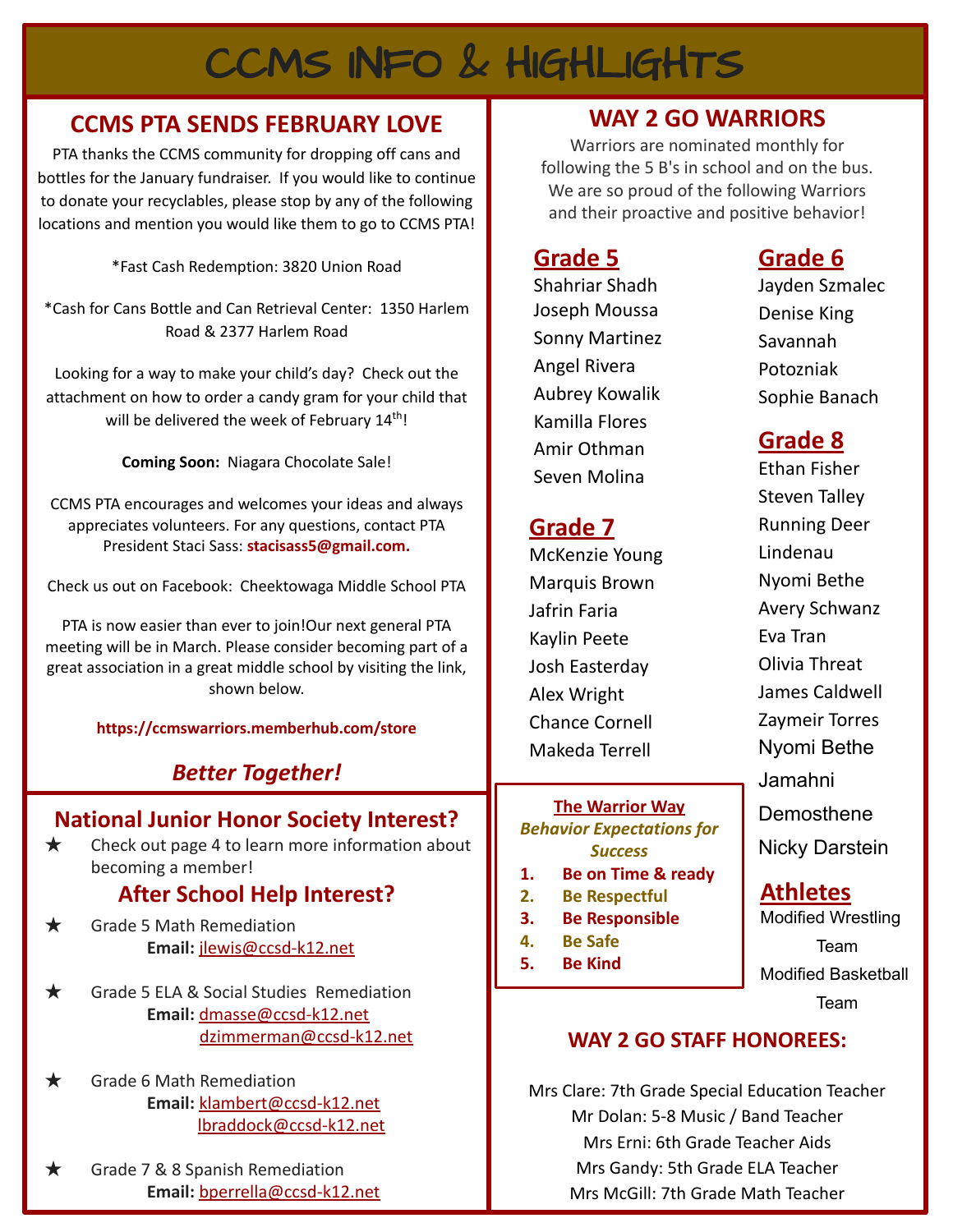# CCMS INFO & HIGHLIGHTS

## CCMS PTA SENDS FEBRUARY LOVE

PTA thanks the CCMS community for dropping off cans and bottles for the January fundraiser. If you would like to continue to donate your recyclables, please stop by any of the following locations and mention you would like them to go to CCMS PTA!

*Fast Cash Redemption: 3820 Union Road

*Cash for Cans Bottle and Can Retrieval Center: 1350 Harlem Road & 2377 Harlem Road

Looking for a way to make your child's day? Check out the attachment on how to order a candy gram for your child that will be delivered the week of February 14th!

**Coming Soon:** Niagara Chocolate Sale!

CCMS PTA encourages and welcomes your ideas and always appreciates volunteers. For any questions, contact PTA President Staci Sass: **stacisass5@gmail.com.**

Check us out on Facebook: Cheektowaga Middle School PTA

PTA is now easier than ever to join!Our next general PTA meeting will be in March. Please consider becoming part of a great association in a great middle school by visiting the link, shown below.

**https://ccmswarriors.memberhub.com/store**

***Better Together!***

## National Junior Honor Society Interest?

- ★ Check out page 4 to learn more information about becoming a member!

## After School Help Interest?

- ★ Grade 5 Math Remediation
  **Email:** jlewis@ccsd-k12.net
- ★ Grade 5 ELA & Social Studies Remediation
  **Email:** dmasse@ccsd-k12.net
  dzimmerman@ccsd-k12.net
- ★ Grade 6 Math Remediation
  **Email:** klambert@ccsd-k12.net
  lbraddock@ccsd-k12.net
- ★ Grade 7 & 8 Spanish Remediation
  **Email:** bperrella@ccsd-k12.net

## WAY 2 GO WARRIORS

Warriors are nominated monthly for following the 5 B's in school and on the bus. We are so proud of the following Warriors and their proactive and positive behavior!

### Grade 5

Shahriar Shadh
Joseph Moussa
Sonny Martinez
Angel Rivera
Aubrey Kowalik
Kamilla Flores
Amir Othman
Seven Molina

### Grade 6

Jayden Szmalec
Denise King
Savannah Potozniak
Sophie Banach

### Grade 7

McKenzie Young
Marquis Brown
Jafrin Faria
Kaylin Peete
Josh Easterday
Alex Wright
Chance Cornell
Makeda Terrell

### Grade 8

Ethan Fisher
Steven Talley
Running Deer Lindenau
Nyomi Bethe
Avery Schwanz
Eva Tran
Olivia Threat
James Caldwell
Zaymeir Torres
Nyomi Bethe
Jamahni Demosthene
Nicky Darstein

### Athletes

Modified Wrestling Team
Modified Basketball Team

**The Warrior Way**
***Behavior Expectations for Success***

1. **Be on Time & ready**
2. **Be Respectful**
3. **Be Responsible**
4. **Be Safe**
5. **Be Kind**

## WAY 2 GO STAFF HONOREES:

Mrs Clare: 7th Grade Special Education Teacher
Mr Dolan: 5-8 Music / Band Teacher
Mrs Erni: 6th Grade Teacher Aids
Mrs Gandy: 5th Grade ELA Teacher
Mrs McGill: 7th Grade Math Teacher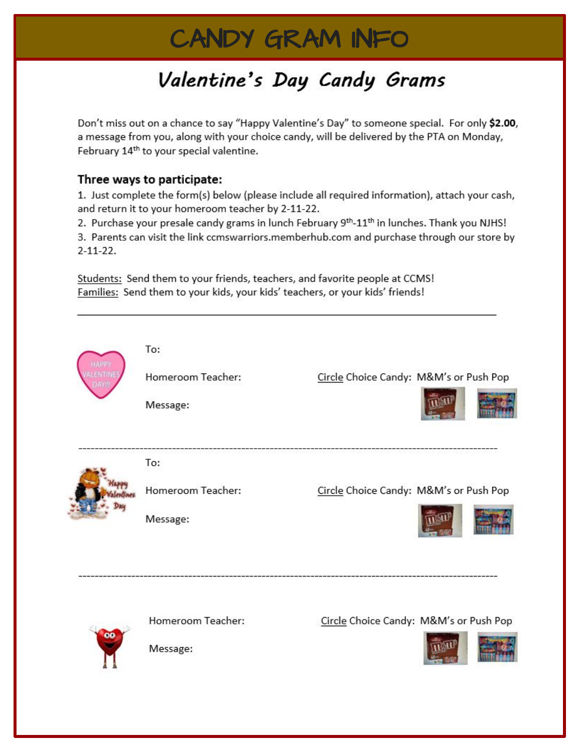# CANDY GRAM INFO

## Valentine's Day Candy Grams

Don't miss out on a chance to say "Happy Valentine's Day" to someone special. For only **$2.00**, a message from you, along with your choice candy, will be delivered by the PTA on Monday, February 14th to your special valentine.

### Three ways to participate:

1. Just complete the form(s) below (please include all required information), attach your cash, and return it to your homeroom teacher by 2-11-22.
2. Purchase your presale candy grams in lunch February 9th-11th in lunches. Thank you NJHS!
3. Parents can visit the link ccmswarriors.memberhub.com and purchase through our store by 2-11-22.

<u>Students:</u> Send them to your friends, teachers, and favorite people at CCMS!
<u>Families:</u> Send them to your kids, your kids' teachers, or your kids' friends!

---

To:

Homeroom Teacher: <u>Circle</u> Choice Candy: M&M's or Push Pop

Message:

---

To:

Homeroom Teacher: <u>Circle</u> Choice Candy: M&M's or Push Pop

Message:

---

Homeroom Teacher: <u>Circle</u> Choice Candy: M&M's or Push Pop

Message: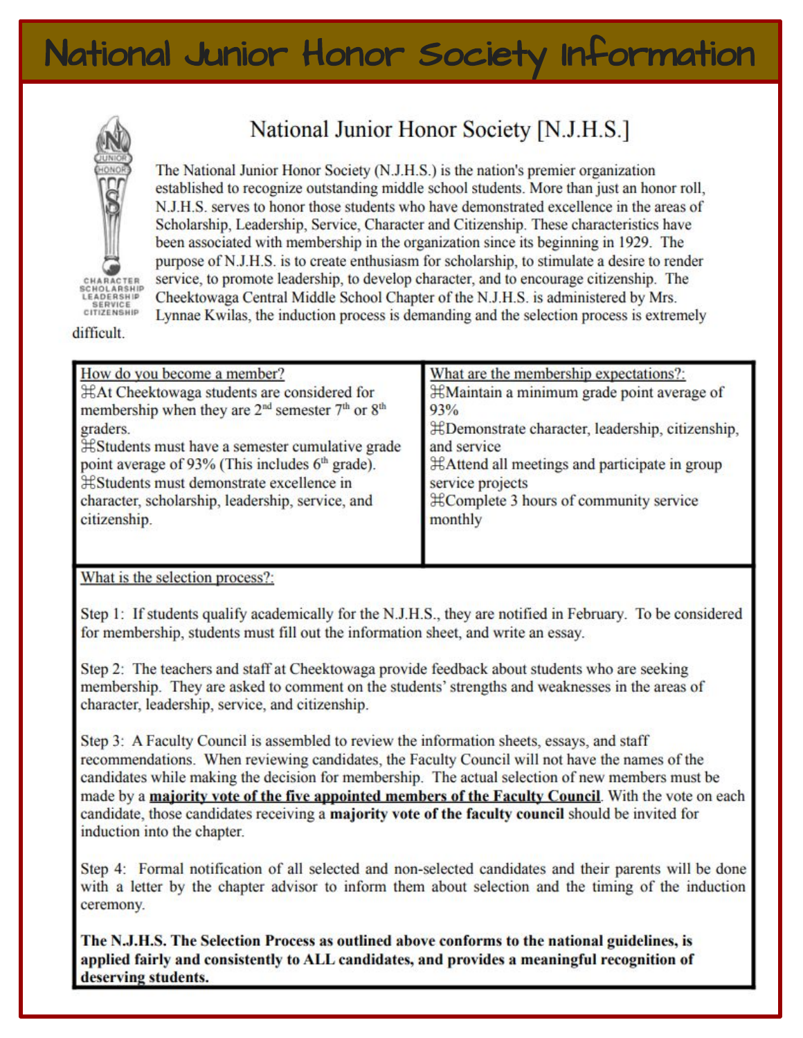# National Junior Honor Society Information

## National Junior Honor Society [N.J.H.S.]

CHARACTER
SCHOLARSHIP
LEADERSHIP
SERVICE
CITIZENSHIP

The National Junior Honor Society (N.J.H.S.) is the nation's premier organization established to recognize outstanding middle school students. More than just an honor roll, N.J.H.S. serves to honor those students who have demonstrated excellence in the areas of Scholarship, Leadership, Service, Character and Citizenship. These characteristics have been associated with membership in the organization since its beginning in 1929. The purpose of N.J.H.S. is to create enthusiasm for scholarship, to stimulate a desire to render service, to promote leadership, to develop character, and to encourage citizenship. The Cheektowaga Central Middle School Chapter of the N.J.H.S. is administered by Mrs. Lynnae Kwilas, the induction process is demanding and the selection process is extremely difficult.

| How do you become a member? | What are the membership expectations?: |
|---|---|
| ⌘At Cheektowaga students are considered for membership when they are 2nd semester 7th or 8th graders.<br>⌘Students must have a semester cumulative grade point average of 93% (This includes 6th grade).<br>⌘Students must demonstrate excellence in character, scholarship, leadership, service, and citizenship. | ⌘Maintain a minimum grade point average of 93%<br>⌘Demonstrate character, leadership, citizenship, and service<br>⌘Attend all meetings and participate in group service projects<br>⌘Complete 3 hours of community service monthly |

<u>What is the selection process?:</u>

Step 1: If students qualify academically for the N.J.H.S., they are notified in February. To be considered for membership, students must fill out the information sheet, and write an essay.

Step 2: The teachers and staff at Cheektowaga provide feedback about students who are seeking membership. They are asked to comment on the students' strengths and weaknesses in the areas of character, leadership, service, and citizenship.

Step 3: A Faculty Council is assembled to review the information sheets, essays, and staff recommendations. When reviewing candidates, the Faculty Council will not have the names of the candidates while making the decision for membership. The actual selection of new members must be made by a **<u>majority vote of the five appointed members of the Faculty Council</u>**. With the vote on each candidate, those candidates receiving a **majority vote of the faculty council** should be invited for induction into the chapter.

Step 4: Formal notification of all selected and non-selected candidates and their parents will be done with a letter by the chapter advisor to inform them about selection and the timing of the induction ceremony.

**The N.J.H.S. The Selection Process as outlined above conforms to the national guidelines, is applied fairly and consistently to ALL candidates, and provides a meaningful recognition of deserving students.**